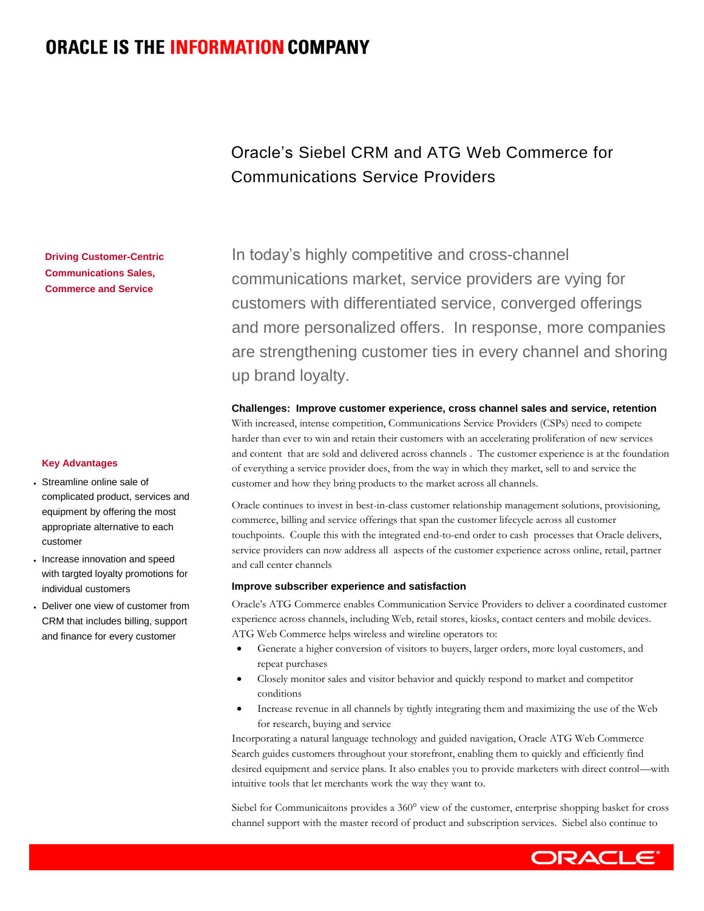ORACLE IS THE **INFORMATION** COMPANY

# Oracle's Siebel CRM and ATG Web Commerce for Communications Service Providers

**Driving Customer-Centric Communications Sales, Commerce and Service**

In today's highly competitive and cross-channel communications market, service providers are vying for customers with differentiated service, converged offerings and more personalized offers. In response, more companies are strengthening customer ties in every channel and shoring up brand loyalty.

**Key Advantages**

- Streamline online sale of complicated product, services and equipment by offering the most appropriate alternative to each customer
- Increase innovation and speed with targted loyalty promotions for individual customers
- Deliver one view of customer from CRM that includes billing, support and finance for every customer

### Challenges: Improve customer experience, cross channel sales and service, retention

With increased, intense competition, Communications Service Providers (CSPs) need to compete harder than ever to win and retain their customers with an accelerating proliferation of new services and content that are sold and delivered across channels . The customer experience is at the foundation of everything a service provider does, from the way in which they market, sell to and service the customer and how they bring products to the market across all channels.

Oracle continues to invest in best-in-class customer relationship management solutions, provisioning, commerce, billing and service offerings that span the customer lifecycle across all customer touchpoints. Couple this with the integrated end-to-end order to cash processes that Oracle delivers, service providers can now address all aspects of the customer experience across online, retail, partner and call center channels

### Improve subscriber experience and satisfaction

Oracle's ATG Commerce enables Communication Service Providers to deliver a coordinated customer experience across channels, including Web, retail stores, kiosks, contact centers and mobile devices. ATG Web Commerce helps wireless and wireline operators to:

- Generate a higher conversion of visitors to buyers, larger orders, more loyal customers, and repeat purchases
- Closely monitor sales and visitor behavior and quickly respond to market and competitor conditions
- Increase revenue in all channels by tightly integrating them and maximizing the use of the Web for research, buying and service

Incorporating a natural language technology and guided navigation, Oracle ATG Web Commerce Search guides customers throughout your storefront, enabling them to quickly and efficiently find desired equipment and service plans. It also enables you to provide marketers with direct control—with intuitive tools that let merchants work the way they want to.

Siebel for Communicaitons provides a 360° view of the customer, enterprise shopping basket for cross channel support with the master record of product and subscription services. Siebel also continue to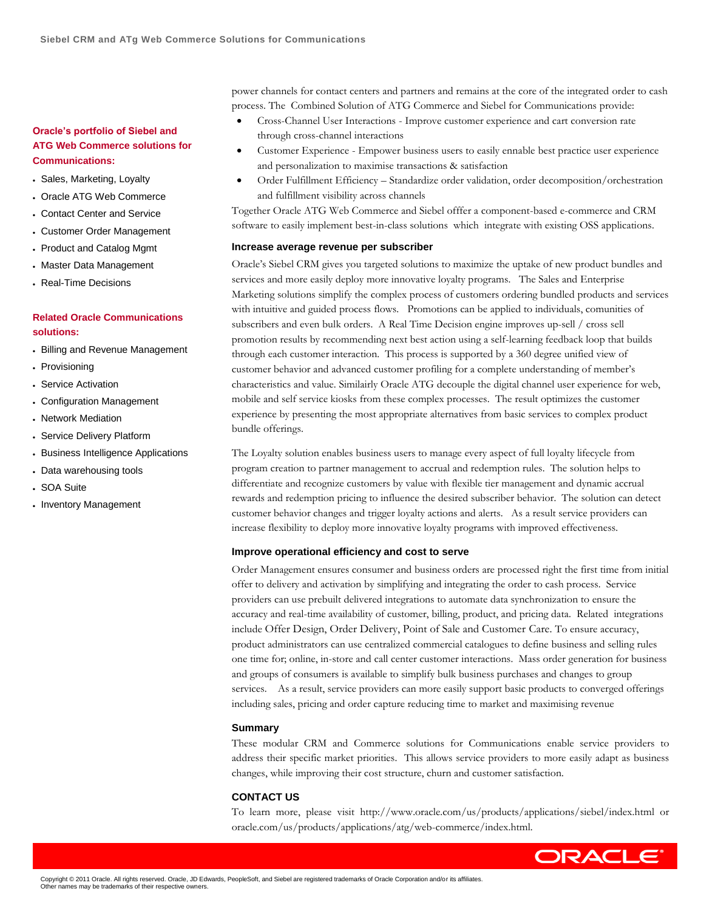power channels for contact centers and partners and remains at the core of the integrated order to cash process. The Combined Solution of ATG Commerce and Siebel for Communications provide:

- Cross-Channel User Interactions - Improve customer experience and cart conversion rate through cross-channel interactions
- Customer Experience - Empower business users to easily ennable best practice user experience and personalization to maximise transactions & satisfaction
- Order Fulfillment Efficiency – Standardize order validation, order decomposition/orchestration and fulfillment visibility across channels

Together Oracle ATG Web Commerce and Siebel offfer a component-based e-commerce and CRM software to easily implement best-in-class solutions which integrate with existing OSS applications.

**Oracle's portfolio of Siebel and ATG Web Commerce solutions for Communications:**

- Sales, Marketing, Loyalty
- Oracle ATG Web Commerce
- Contact Center and Service
- Customer Order Management
- Product and Catalog Mgmt
- Master Data Management
- Real-Time Decisions

**Related Oracle Communications solutions:**

- Billing and Revenue Management
- Provisioning
- Service Activation
- Configuration Management
- Network Mediation
- Service Delivery Platform
- Business Intelligence Applications
- Data warehousing tools
- SOA Suite
- Inventory Management

### Increase average revenue per subscriber

Oracle's Siebel CRM gives you targeted solutions to maximize the uptake of new product bundles and services and more easily deploy more innovative loyalty programs. The Sales and Enterprise Marketing solutions simplify the complex process of customers ordering bundled products and services with intuitive and guided process flows. Promotions can be applied to individuals, comunities of subscribers and even bulk orders. A Real Time Decision engine improves up-sell / cross sell promotion results by recommending next best action using a self-learning feedback loop that builds through each customer interaction. This process is supported by a 360 degree unified view of customer behavior and advanced customer profiling for a complete understanding of member's characteristics and value. Similairly Oracle ATG decouple the digital channel user experience for web, mobile and self service kiosks from these complex processes. The result optimizes the customer experience by presenting the most appropriate alternatives from basic services to complex product bundle offerings.

The Loyalty solution enables business users to manage every aspect of full loyalty lifecycle from program creation to partner management to accrual and redemption rules. The solution helps to differentiate and recognize customers by value with flexible tier management and dynamic accrual rewards and redemption pricing to influence the desired subscriber behavior. The solution can detect customer behavior changes and trigger loyalty actions and alerts. As a result service providers can increase flexibility to deploy more innovative loyalty programs with improved effectiveness.

### Improve operational efficiency and cost to serve

Order Management ensures consumer and business orders are processed right the first time from initial offer to delivery and activation by simplifying and integrating the order to cash process. Service providers can use prebuilt delivered integrations to automate data synchronization to ensure the accuracy and real-time availability of customer, billing, product, and pricing data. Related integrations include Offer Design, Order Delivery, Point of Sale and Customer Care. To ensure accuracy, product administrators can use centralized commercial catalogues to define business and selling rules one time for; online, in-store and call center customer interactions. Mass order generation for business and groups of consumers is available to simplify bulk business purchases and changes to group services. As a result, service providers can more easily support basic products to converged offerings including sales, pricing and order capture reducing time to market and maximising revenue

### Summary

These modular CRM and Commerce solutions for Communications enable service providers to address their specific market priorities. This allows service providers to more easily adapt as business changes, while improving their cost structure, churn and customer satisfaction.

### CONTACT US

To learn more, please visit http://www.oracle.com/us/products/applications/siebel/index.html or oracle.com/us/products/applications/atg/web-commerce/index.html.

Copyright © 2011 Oracle. All rights reserved. Oracle, JD Edwards, PeopleSoft, and Siebel are registered trademarks of Oracle Corporation and/or its affiliates. Other names may be trademarks of their respective owners.